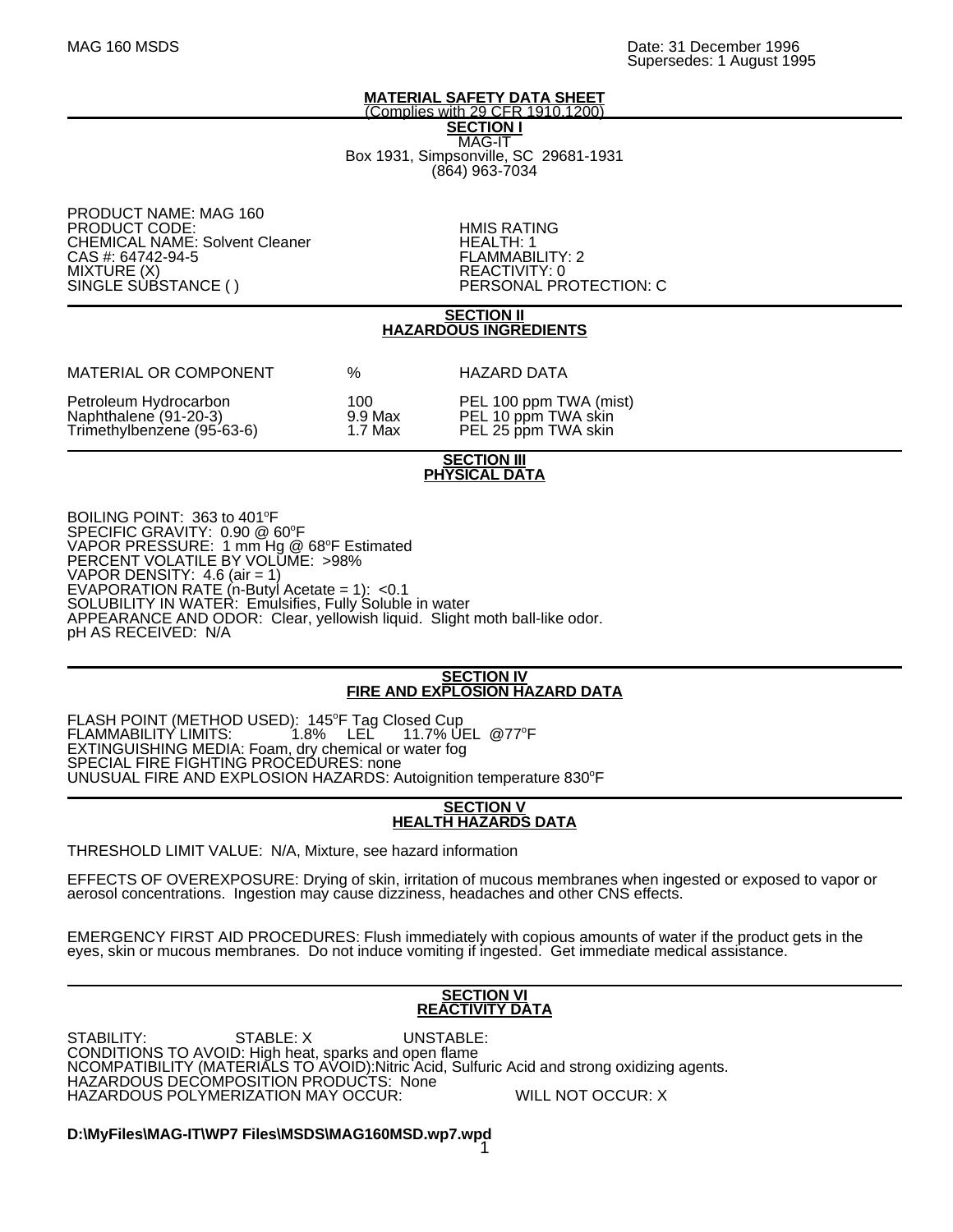MAG 160 MSDS

Date: 31 December 1996
Supersedes: 1 August 1995

# MATERIAL SAFETY DATA SHEET

(Complies with 29 CFR 1910.1200)

## SECTION I

MAG-IT
Box 1931, Simpsonville, SC 29681-1931
(864) 963-7034

PRODUCT NAME: MAG 160
PRODUCT CODE:
CHEMICAL NAME: Solvent Cleaner
CAS #: 64742-94-5
MIXTURE (X)
SINGLE SUBSTANCE ( )

HMIS RATING
HEALTH: 1
FLAMMABILITY: 2
REACTIVITY: 0
PERSONAL PROTECTION: C

## SECTION II
## HAZARDOUS INGREDIENTS

| MATERIAL OR COMPONENT | % | HAZARD DATA |
|---|---|---|
| Petroleum Hydrocarbon | 100 | PEL 100 ppm TWA (mist) |
| Naphthalene (91-20-3) | 9.9 Max | PEL 10 ppm TWA skin |
| Trimethylbenzene (95-63-6) | 1.7 Max | PEL 25 ppm TWA skin |

## SECTION III
## PHYSICAL DATA

BOILING POINT: 363 to 401°F
SPECIFIC GRAVITY: 0.90 @ 60°F
VAPOR PRESSURE: 1 mm Hg @ 68°F Estimated
PERCENT VOLATILE BY VOLUME: >98%
VAPOR DENSITY: 4.6 (air = 1)
EVAPORATION RATE (n-Butyl Acetate = 1): <0.1
SOLUBILITY IN WATER: Emulsifies, Fully Soluble in water
APPEARANCE AND ODOR: Clear, yellowish liquid. Slight moth ball-like odor.
pH AS RECEIVED: N/A

## SECTION IV
## FIRE AND EXPLOSION HAZARD DATA

FLASH POINT (METHOD USED): 145°F Tag Closed Cup
FLAMMABILITY LIMITS: 1.8% LEL 11.7% UEL @77°F
EXTINGUISHING MEDIA: Foam, dry chemical or water fog
SPECIAL FIRE FIGHTING PROCEDURES: none
UNUSUAL FIRE AND EXPLOSION HAZARDS: Autoignition temperature 830°F

## SECTION V
## HEALTH HAZARDS DATA

THRESHOLD LIMIT VALUE: N/A, Mixture, see hazard information

EFFECTS OF OVEREXPOSURE: Drying of skin, irritation of mucous membranes when ingested or exposed to vapor or aerosol concentrations. Ingestion may cause dizziness, headaches and other CNS effects.

EMERGENCY FIRST AID PROCEDURES: Flush immediately with copious amounts of water if the product gets in the eyes, skin or mucous membranes. Do not induce vomiting if ingested. Get immediate medical assistance.

## SECTION VI
## REACTIVITY DATA

STABILITY: STABLE: X UNSTABLE:
CONDITIONS TO AVOID: High heat, sparks and open flame
NCOMPATIBILITY (MATERIALS TO AVOID):Nitric Acid, Sulfuric Acid and strong oxidizing agents.
HAZARDOUS DECOMPOSITION PRODUCTS: None
HAZARDOUS POLYMERIZATION MAY OCCUR: WILL NOT OCCUR: X

**D:\MyFiles\MAG-IT\WP7 Files\MSDS\MAG160MSD.wp7.wpd**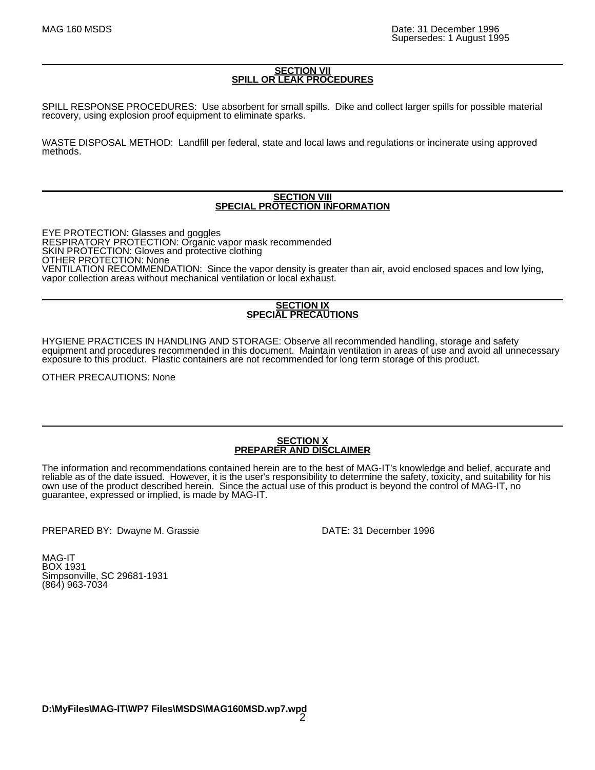## SECTION VII
## SPILL OR LEAK PROCEDURES

SPILL RESPONSE PROCEDURES: Use absorbent for small spills. Dike and collect larger spills for possible material recovery, using explosion proof equipment to eliminate sparks.

WASTE DISPOSAL METHOD: Landfill per federal, state and local laws and regulations or incinerate using approved methods.

## SECTION VIII
## SPECIAL PROTECTION INFORMATION

EYE PROTECTION: Glasses and goggles
RESPIRATORY PROTECTION: Organic vapor mask recommended
SKIN PROTECTION: Gloves and protective clothing
OTHER PROTECTION: None
VENTILATION RECOMMENDATION: Since the vapor density is greater than air, avoid enclosed spaces and low lying, vapor collection areas without mechanical ventilation or local exhaust.

## SECTION IX
## SPECIAL PRECAUTIONS

HYGIENE PRACTICES IN HANDLING AND STORAGE: Observe all recommended handling, storage and safety equipment and procedures recommended in this document. Maintain ventilation in areas of use and avoid all unnecessary exposure to this product. Plastic containers are not recommended for long term storage of this product.

OTHER PRECAUTIONS: None

## SECTION X
## PREPARER AND DISCLAIMER

The information and recommendations contained herein are to the best of MAG-IT's knowledge and belief, accurate and reliable as of the date issued. However, it is the user's responsibility to determine the safety, toxicity, and suitability for his own use of the product described herein. Since the actual use of this product is beyond the control of MAG-IT, no guarantee, expressed or implied, is made by MAG-IT.

PREPARED BY: Dwayne M. Grassie DATE: 31 December 1996

MAG-IT
BOX 1931
Simpsonville, SC 29681-1931
(864) 963-7034

**D:\MyFiles\MAG-IT\WP7 Files\MSDS\MAG160MSD.wp7.wpd**